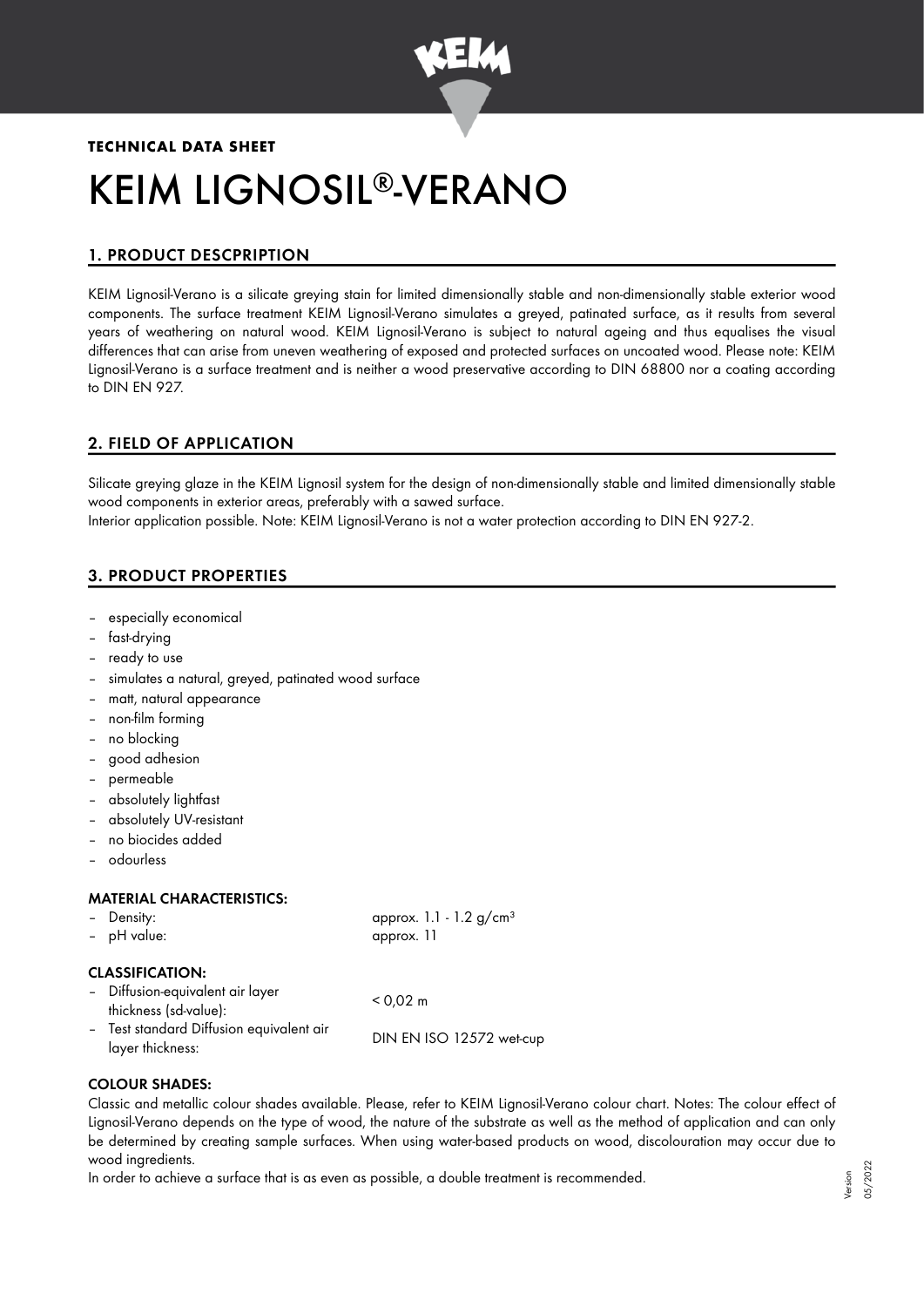**TECHNICAL DATA SHEET**

# KEIM LIGNOSIL®-VERANO

## 1. PRODUCT DESCPRIPTION

KEIM Lignosil-Verano is a silicate greying stain for limited dimensionally stable and non-dimensionally stable exterior wood components. The surface treatment KEIM Lignosil-Verano simulates a greyed, patinated surface, as it results from several years of weathering on natural wood. KEIM Lignosil-Verano is subject to natural ageing and thus equalises the visual differences that can arise from uneven weathering of exposed and protected surfaces on uncoated wood. Please note: KEIM Lignosil-Verano is a surface treatment and is neither a wood preservative according to DIN 68800 nor a coating according to DIN EN 927.

## 2. FIELD OF APPLICATION

Silicate greying glaze in the KEIM Lignosil system for the design of non-dimensionally stable and limited dimensionally stable wood components in exterior areas, preferably with a sawed surface.
Interior application possible. Note: KEIM Lignosil-Verano is not a water protection according to DIN EN 927-2.

## 3. PRODUCT PROPERTIES

- especially economical
- fast-drying
- ready to use
- simulates a natural, greyed, patinated wood surface
- matt, natural appearance
- non-film forming
- no blocking
- good adhesion
- permeable
- absolutely lightfast
- absolutely UV-resistant
- no biocides added
- odourless

### MATERIAL CHARACTERISTICS:

| | |
|---|---|
| – Density: | approx. 1.1 - 1.2 g/cm³ |
| – pH value: | approx. 11 |

### CLASSIFICATION:

| | |
|---|---|
| – Diffusion-equivalent air layer thickness (sd-value): | < 0,02 m |
| – Test standard Diffusion equivalent air layer thickness: | DIN EN ISO 12572 wet-cup |

### COLOUR SHADES:

Classic and metallic colour shades available. Please, refer to KEIM Lignosil-Verano colour chart. Notes: The colour effect of Lignosil-Verano depends on the type of wood, the nature of the substrate as well as the method of application and can only be determined by creating sample surfaces. When using water-based products on wood, discolouration may occur due to wood ingredients.
In order to achieve a surface that is as even as possible, a double treatment is recommended.

Version 05/2022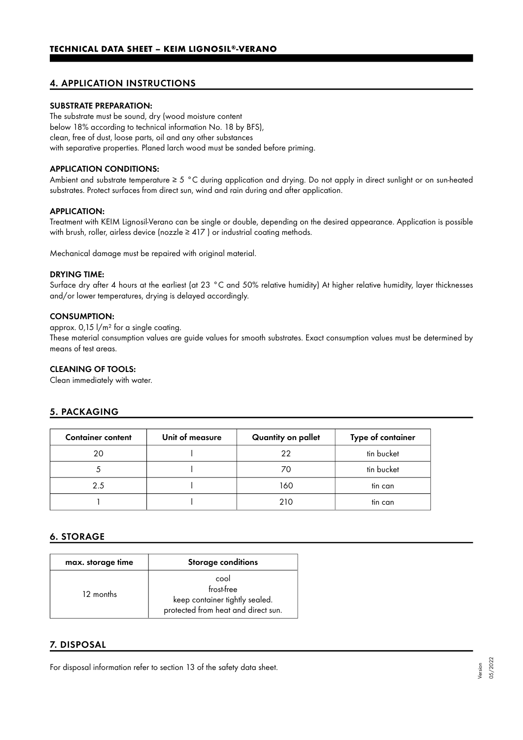## 4. APPLICATION INSTRUCTIONS

### SUBSTRATE PREPARATION:

The substrate must be sound, dry (wood moisture content below 18% according to technical information No. 18 by BFS), clean, free of dust, loose parts, oil and any other substances with separative properties. Planed larch wood must be sanded before priming.

### APPLICATION CONDITIONS:

Ambient and substrate temperature ≥ 5 °C during application and drying. Do not apply in direct sunlight or on sun-heated substrates. Protect surfaces from direct sun, wind and rain during and after application.

### APPLICATION:

Treatment with KEIM Lignosil-Verano can be single or double, depending on the desired appearance. Application is possible with brush, roller, airless device (nozzle ≥ 417 ) or industrial coating methods.

Mechanical damage must be repaired with original material.

### DRYING TIME:

Surface dry after 4 hours at the earliest (at 23 °C and 50% relative humidity) At higher relative humidity, layer thicknesses and/or lower temperatures, drying is delayed accordingly.

### CONSUMPTION:

approx. 0,15 l/m² for a single coating.
These material consumption values are guide values for smooth substrates. Exact consumption values must be determined by means of test areas.

### CLEANING OF TOOLS:

Clean immediately with water.

## 5. PACKAGING

| Container content | Unit of measure | Quantity on pallet | Type of container |
|---|---|---|---|
| 20 | l | 22 | tin bucket |
| 5 | l | 70 | tin bucket |
| 2.5 | l | 160 | tin can |
| 1 | l | 210 | tin can |

## 6. STORAGE

| max. storage time | Storage conditions |
|---|---|
| 12 months | cool<br>frost-free<br>keep container tightly sealed.<br>protected from heat and direct sun. |

## 7. DISPOSAL

For disposal information refer to section 13 of the safety data sheet.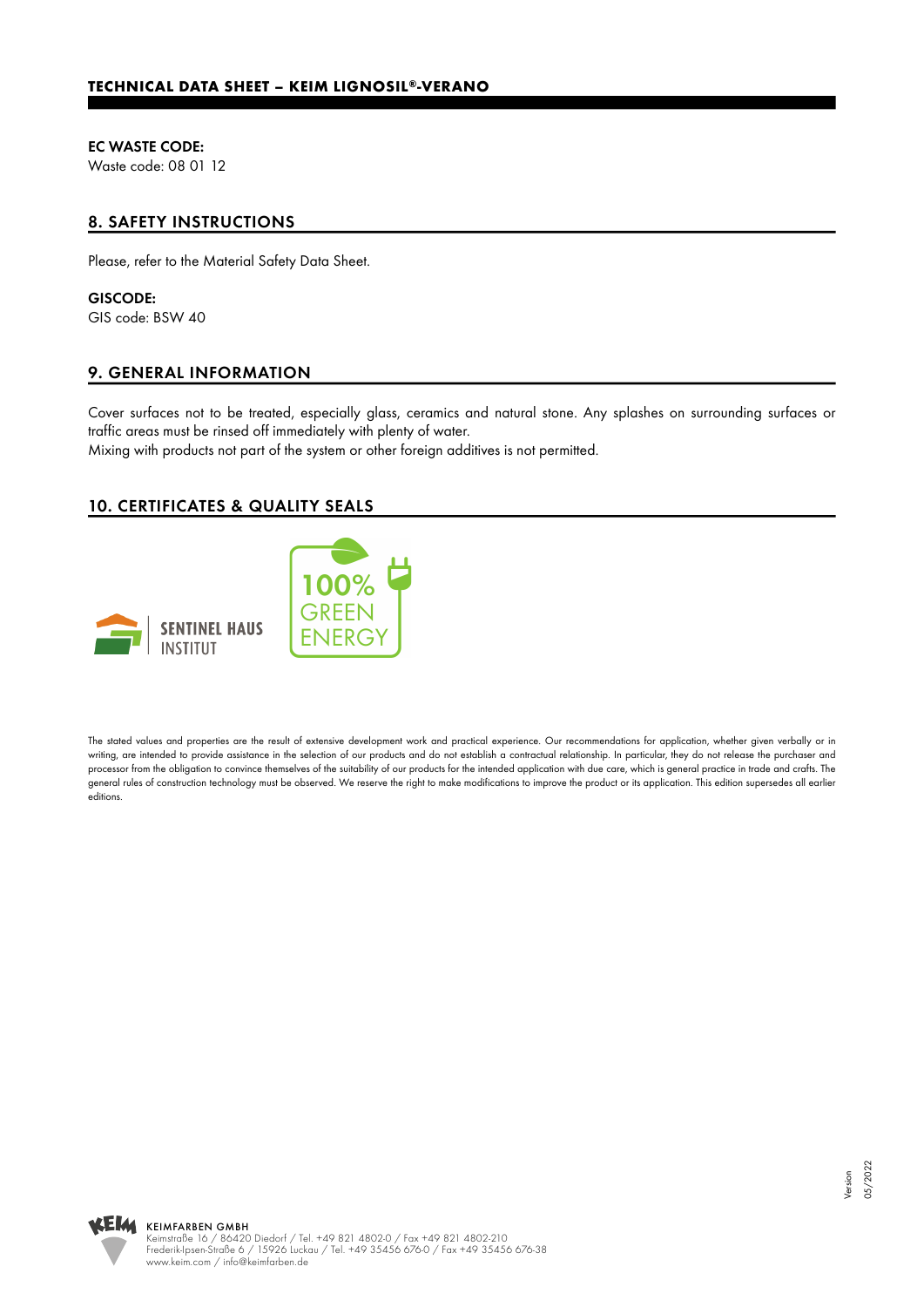EC WASTE CODE:
Waste code: 08 01 12

## 8. SAFETY INSTRUCTIONS

Please, refer to the Material Safety Data Sheet.

**GISCODE:**
GIS code: BSW 40

## 9. GENERAL INFORMATION

Cover surfaces not to be treated, especially glass, ceramics and natural stone. Any splashes on surrounding surfaces or traffic areas must be rinsed off immediately with plenty of water.
Mixing with products not part of the system or other foreign additives is not permitted.

## 10. CERTIFICATES & QUALITY SEALS

SENTINEL HAUS INSTITUT

100% GREEN ENERGY

The stated values and properties are the result of extensive development work and practical experience. Our recommendations for application, whether given verbally or in writing, are intended to provide assistance in the selection of our products and do not establish a contractual relationship. In particular, they do not release the purchaser and processor from the obligation to convince themselves of the suitability of our products for the intended application with due care, which is general practice in trade and crafts. The general rules of construction technology must be observed. We reserve the right to make modifications to improve the product or its application. This edition supersedes all earlier editions.

Version 05/2022

KEIMFARBEN GMBH
Keimstraße 16 / 86420 Diedorf / Tel. +49 821 4802-0 / Fax +49 821 4802-210
Frederik-Ipsen-Straße 6 / 15926 Luckau / Tel. +49 35456 676-0 / Fax +49 35456 676-38
www.keim.com / info@keimfarben.de